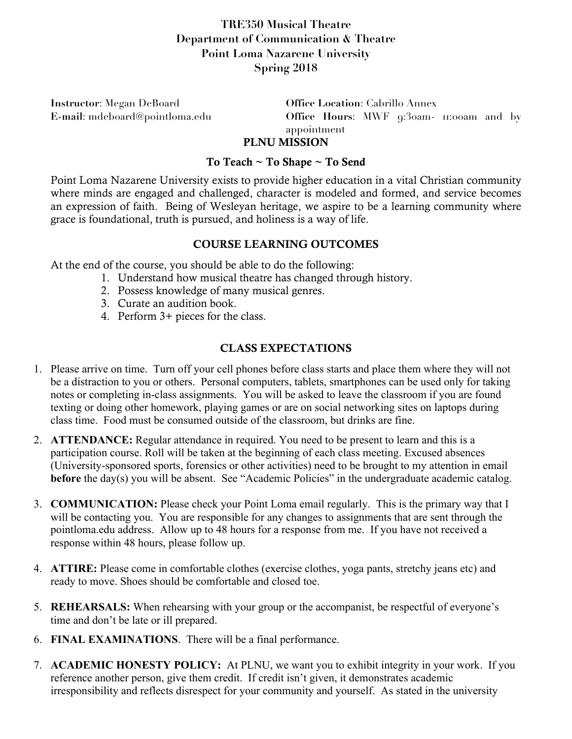# TRE350 Musical Theatre
## Department of Communication & Theatre
## Point Loma Nazarene University
## Spring 2018

**Instructor**: Megan DeBoard
**E-mail**: mdeboard@pointloma.edu

**Office Location**: Cabrillo Annex
**Office Hours**: MWF 9:30am- 11:00am and by appointment

## PLNU MISSION

**To Teach ~ To Shape ~ To Send**

Point Loma Nazarene University exists to provide higher education in a vital Christian community where minds are engaged and challenged, character is modeled and formed, and service becomes an expression of faith. Being of Wesleyan heritage, we aspire to be a learning community where grace is foundational, truth is pursued, and holiness is a way of life.

## COURSE LEARNING OUTCOMES

At the end of the course, you should be able to do the following:

1. Understand how musical theatre has changed through history.
2. Possess knowledge of many musical genres.
3. Curate an audition book.
4. Perform 3+ pieces for the class.

## CLASS EXPECTATIONS

1. Please arrive on time. Turn off your cell phones before class starts and place them where they will not be a distraction to you or others. Personal computers, tablets, smartphones can be used only for taking notes or completing in-class assignments. You will be asked to leave the classroom if you are found texting or doing other homework, playing games or are on social networking sites on laptops during class time. Food must be consumed outside of the classroom, but drinks are fine.
2. **ATTENDANCE:** Regular attendance in required. You need to be present to learn and this is a participation course. Roll will be taken at the beginning of each class meeting. Excused absences (University-sponsored sports, forensics or other activities) need to be brought to my attention in email **before** the day(s) you will be absent. See "Academic Policies" in the undergraduate academic catalog.
3. **COMMUNICATION:** Please check your Point Loma email regularly. This is the primary way that I will be contacting you. You are responsible for any changes to assignments that are sent through the pointloma.edu address. Allow up to 48 hours for a response from me. If you have not received a response within 48 hours, please follow up.
4. **ATTIRE:** Please come in comfortable clothes (exercise clothes, yoga pants, stretchy jeans etc) and ready to move. Shoes should be comfortable and closed toe.
5. **REHEARSALS:** When rehearsing with your group or the accompanist, be respectful of everyone's time and don't be late or ill prepared.
6. **FINAL EXAMINATIONS**. There will be a final performance.
7. **ACADEMIC HONESTY POLICY:** At PLNU, we want you to exhibit integrity in your work. If you reference another person, give them credit. If credit isn't given, it demonstrates academic irresponsibility and reflects disrespect for your community and yourself. As stated in the university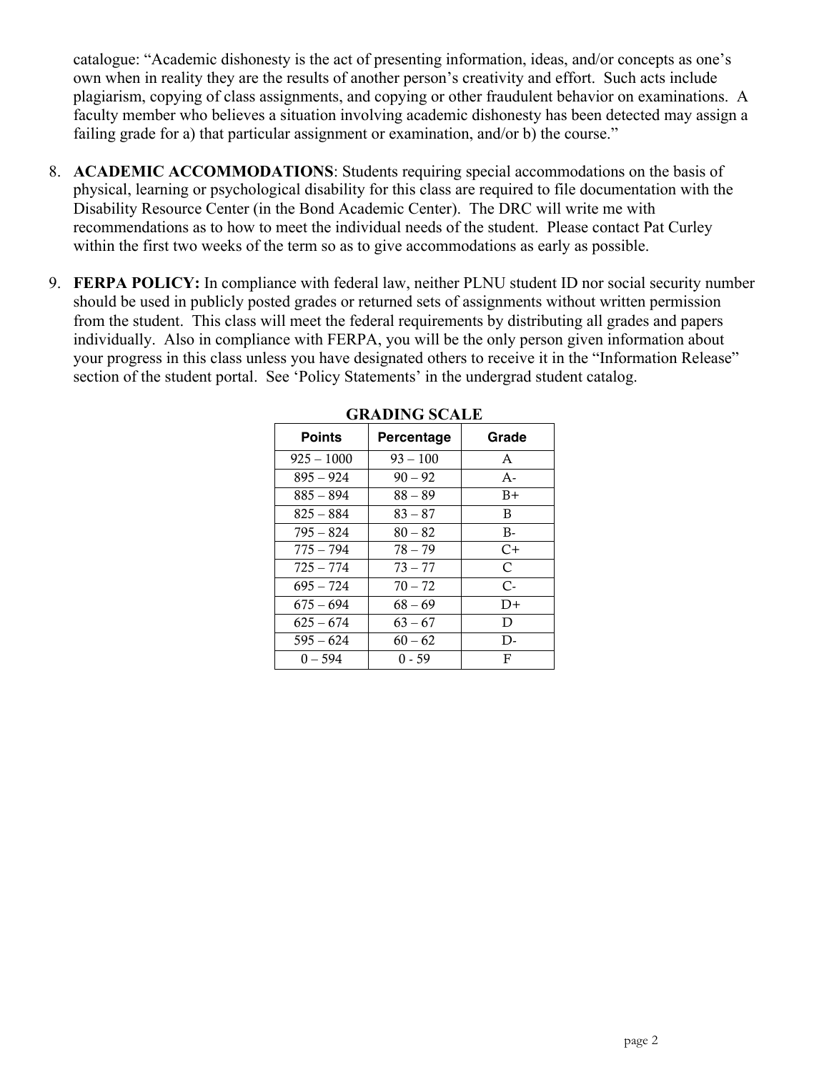catalogue: "Academic dishonesty is the act of presenting information, ideas, and/or concepts as one's own when in reality they are the results of another person's creativity and effort. Such acts include plagiarism, copying of class assignments, and copying or other fraudulent behavior on examinations. A faculty member who believes a situation involving academic dishonesty has been detected may assign a failing grade for a) that particular assignment or examination, and/or b) the course."

8. **ACADEMIC ACCOMMODATIONS**: Students requiring special accommodations on the basis of physical, learning or psychological disability for this class are required to file documentation with the Disability Resource Center (in the Bond Academic Center). The DRC will write me with recommendations as to how to meet the individual needs of the student. Please contact Pat Curley within the first two weeks of the term so as to give accommodations as early as possible.

9. **FERPA POLICY:** In compliance with federal law, neither PLNU student ID nor social security number should be used in publicly posted grades or returned sets of assignments without written permission from the student. This class will meet the federal requirements by distributing all grades and papers individually. Also in compliance with FERPA, you will be the only person given information about your progress in this class unless you have designated others to receive it in the "Information Release" section of the student portal. See 'Policy Statements' in the undergrad student catalog.

**GRADING SCALE**

| Points | Percentage | Grade |
|---|---|---|
| 925 – 1000 | 93 – 100 | A |
| 895 – 924 | 90 – 92 | A- |
| 885 – 894 | 88 – 89 | B+ |
| 825 – 884 | 83 – 87 | B |
| 795 – 824 | 80 – 82 | B- |
| 775 – 794 | 78 – 79 | C+ |
| 725 – 774 | 73 – 77 | C |
| 695 – 724 | 70 – 72 | C- |
| 675 – 694 | 68 – 69 | D+ |
| 625 – 674 | 63 – 67 | D |
| 595 – 624 | 60 – 62 | D- |
| 0 – 594 | 0 - 59 | F |